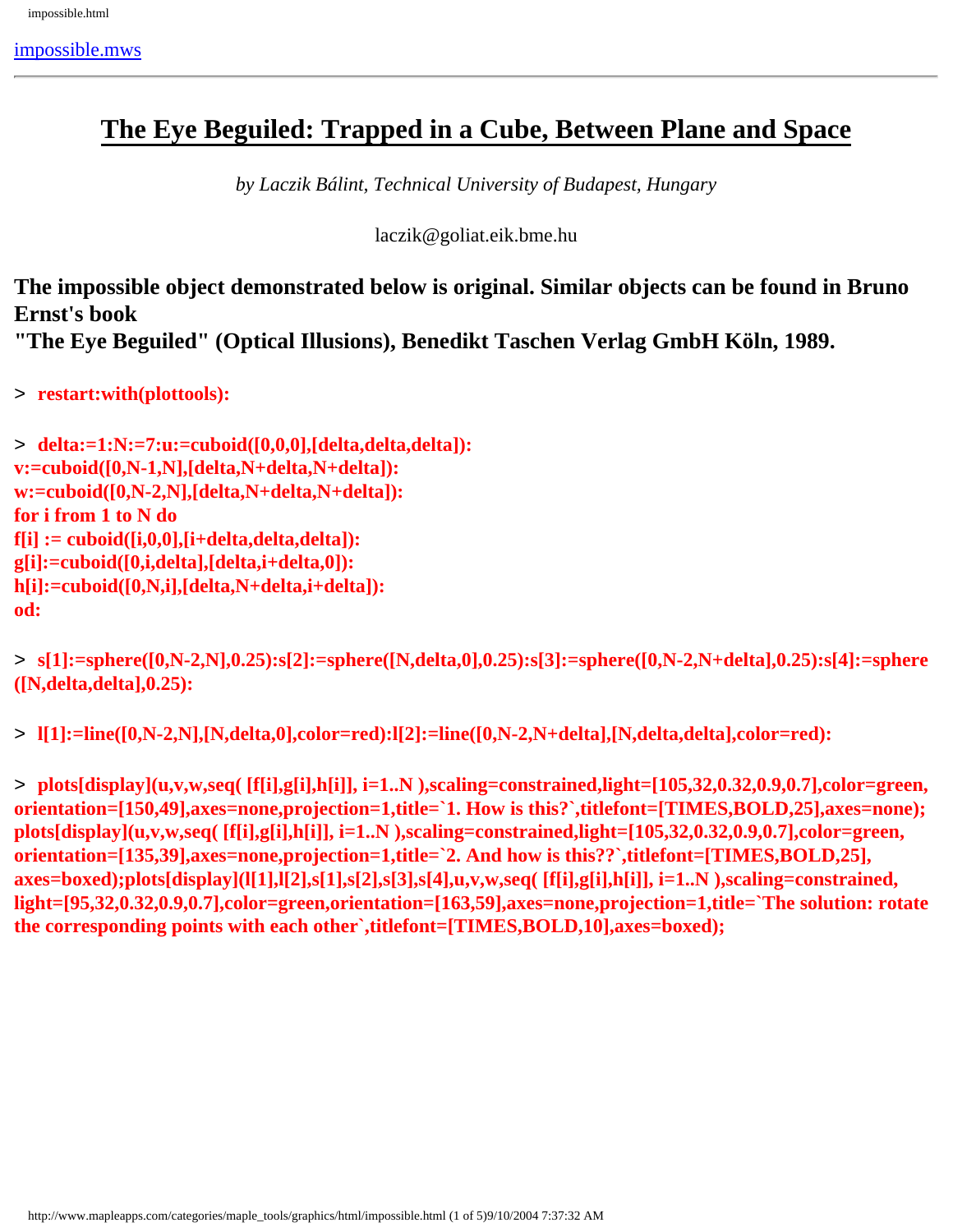[impossible.mws](impossible.mws)

---

# The Eye Beguiled: Trapped in a Cube, Between Plane and Space

*by Laczik Bálint, Technical University of Budapest, Hungary*

laczik@goliat.eik.bme.hu

**The impossible object demonstrated below is original. Similar objects can be found in Bruno Ernst's book "The Eye Beguiled" (Optical Illusions), Benedikt Taschen Verlag GmbH Köln, 1989.**

```
> restart:with(plottools):
```

```
> delta:=1:N:=7:u:=cuboid([0,0,0],[delta,delta,delta]):
v:=cuboid([0,N-1,N],[delta,N+delta,N+delta]):
w:=cuboid([0,N-2,N],[delta,N+delta,N+delta]):
for i from 1 to N do
f[i] := cuboid([i,0,0],[i+delta,delta,delta]):
g[i]:=cuboid([0,i,delta],[delta,i+delta,0]):
h[i]:=cuboid([0,N,i],[delta,N+delta,i+delta]):
od:
```

```
> s[1]:=sphere([0,N-2,N],0.25):s[2]:=sphere([N,delta,0],0.25):s[3]:=sphere([0,N-2,N+delta],0.25):s[4]:=sphere([N,delta,delta],0.25):
```

```
> l[1]:=line([0,N-2,N],[N,delta,0],color=red):l[2]:=line([0,N-2,N+delta],[N,delta,delta],color=red):
```

```
> plots[display](u,v,w,seq( [f[i],g[i],h[i]], i=1..N ),scaling=constrained,light=[105,32,0.32,0.9,0.7],color=green,orientation=[150,49],axes=none,projection=1,title=`1. How is this?`,titlefont=[TIMES,BOLD,25],axes=none);
plots[display](u,v,w,seq( [f[i],g[i],h[i]], i=1..N ),scaling=constrained,light=[105,32,0.32,0.9,0.7],color=green,orientation=[135,39],axes=none,projection=1,title=`2. And how is this??`,titlefont=[TIMES,BOLD,25],axes=boxed);plots[display](l[1],l[2],s[1],s[2],s[3],s[4],u,v,w,seq( [f[i],g[i],h[i]], i=1..N ),scaling=constrained,light=[95,32,0.32,0.9,0.7],color=green,orientation=[163,59],axes=none,projection=1,title=`The solution: rotate the corresponding points with each other`,titlefont=[TIMES,BOLD,10],axes=boxed);
```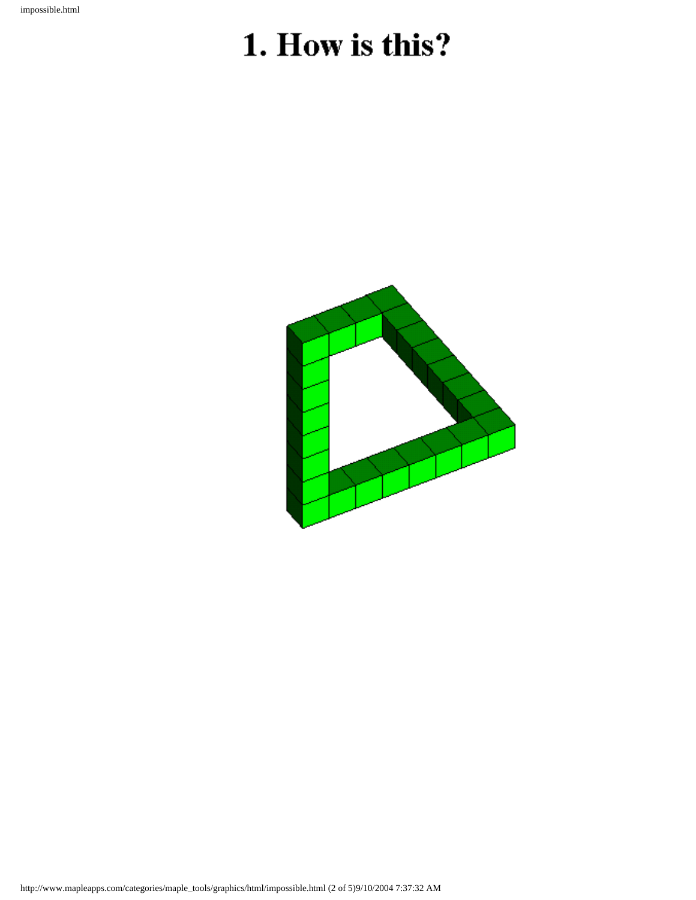# 1. How is this?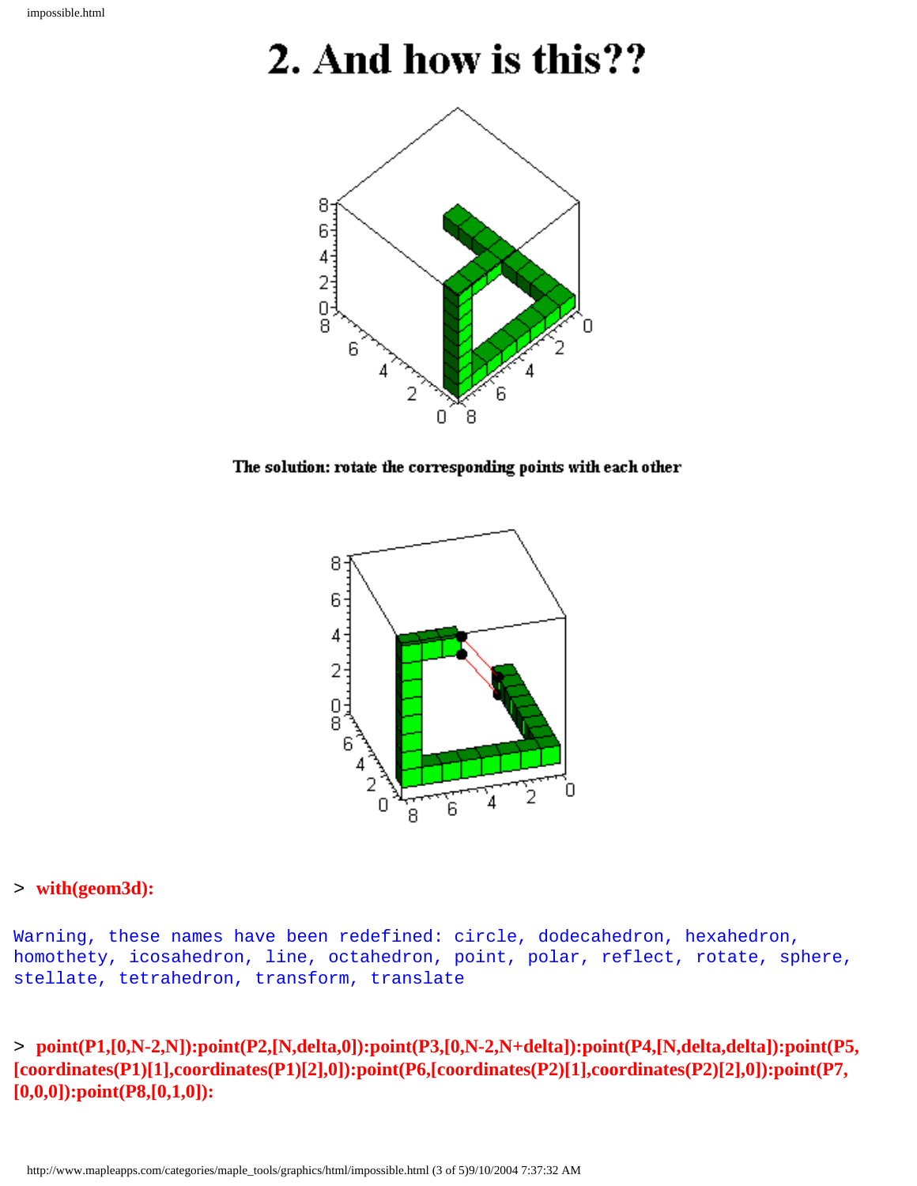# 2. And how is this??

The solution: rotate the corresponding points with each other

```
> with(geom3d):
```

```
Warning, these names have been redefined: circle, dodecahedron, hexahedron,
homothety, icosahedron, line, octahedron, point, polar, reflect, rotate, sphere,
stellate, tetrahedron, transform, translate
```

```
> point(P1,[0,N-2,N]):point(P2,[N,delta,0]):point(P3,[0,N-2,N+delta]):point(P4,[N,delta,delta]):point(P5,[coordinates(P1)[1],coordinates(P1)[2],0]):point(P6,[coordinates(P2)[1],coordinates(P2)[2],0]):point(P7,[0,0,0]):point(P8,[0,1,0]):
```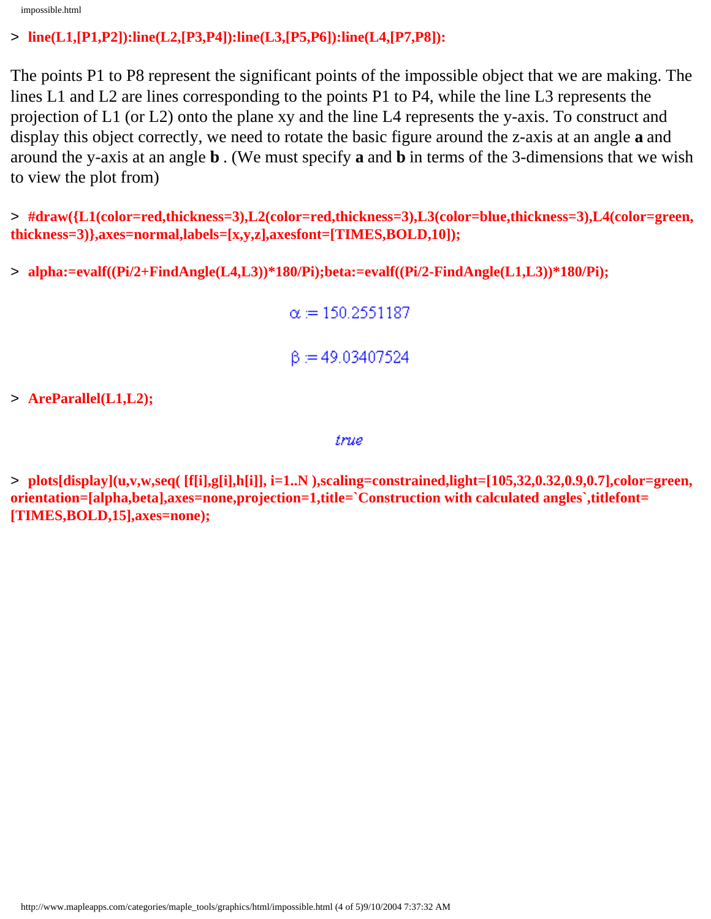```
> line(L1,[P1,P2]):line(L2,[P3,P4]):line(L3,[P5,P6]):line(L4,[P7,P8]):
```

The points P1 to P8 represent the significant points of the impossible object that we are making. The lines L1 and L2 are lines corresponding to the points P1 to P4, while the line L3 represents the projection of L1 (or L2) onto the plane xy and the line L4 represents the y-axis. To construct and display this object correctly, we need to rotate the basic figure around the z-axis at an angle **a** and around the y-axis at an angle **b** . (We must specify **a** and **b** in terms of the 3-dimensions that we wish to view the plot from)

```
> #draw({L1(color=red,thickness=3),L2(color=red,thickness=3),L3(color=blue,thickness=3),L4(color=green,thickness=3)},axes=normal,labels=[x,y,z],axesfont=[TIMES,BOLD,10]);
```

```
> alpha:=evalf((Pi/2+FindAngle(L4,L3))*180/Pi);beta:=evalf((Pi/2-FindAngle(L1,L3))*180/Pi);
```

$$\alpha := 150.2551187$$

$$\beta := 49.03407524$$

```
> AreParallel(L1,L2);
```

*true*

```
> plots[display](u,v,w,seq( [f[i],g[i],h[i]], i=1..N ),scaling=constrained,light=[105,32,0.32,0.9,0.7],color=green,orientation=[alpha,beta],axes=none,projection=1,title=`Construction with calculated angles`,titlefont=[TIMES,BOLD,15],axes=none);
```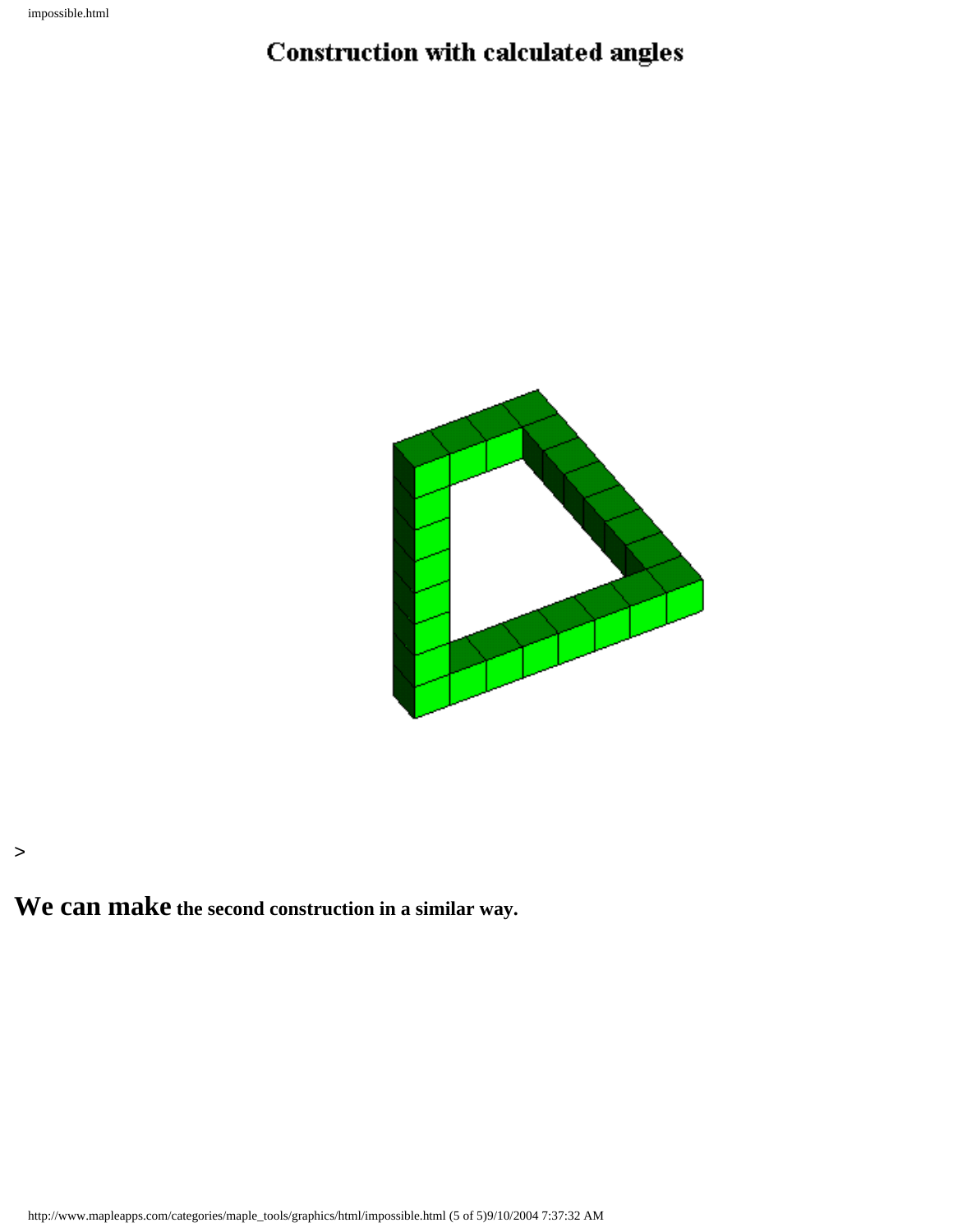## Construction with calculated angles

>

**We can make the second construction in a similar way.**